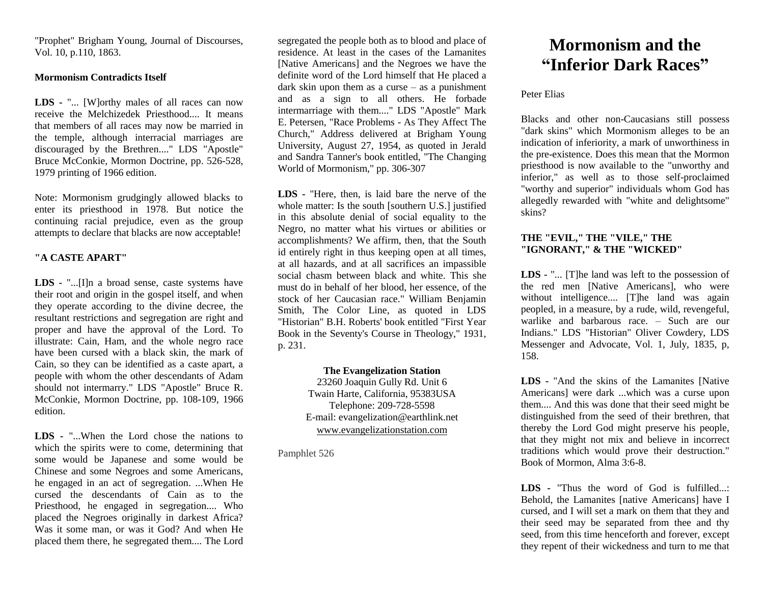# Mormonism and the "Inferior Dark Races"

Peter Elias

Blacks and other non-Caucasians still possess "dark skins" which Mormonism alleges to be an indication of inferiority, a mark of unworthiness in the pre-existence. Does this mean that the Mormon priesthood is now available to the "unworthy and inferior," as well as to those self-proclaimed "worthy and superior" individuals whom God has allegedly rewarded with "white and delightsome" skins?

### THE "EVIL," THE "VILE," THE "IGNORANT," & THE "WICKED"

**LDS -** "... [T]he land was left to the possession of the red men [Native Americans], who were without intelligence.... [T]he land was again peopled, in a measure, by a rude, wild, revengeful, warlike and barbarous race. – Such are our Indians." LDS "Historian" Oliver Cowdery, LDS Messenger and Advocate, Vol. 1, July, 1835, p, 158.

**LDS -** "And the skins of the Lamanites [Native Americans] were dark ...which was a curse upon them.... And this was done that their seed might be distinguished from the seed of their brethren, that thereby the Lord God might preserve his people, that they might not mix and believe in incorrect traditions which would prove their destruction." Book of Mormon, Alma 3:6-8.

**LDS -** "Thus the word of God is fulfilled...: Behold, the Lamanites [native Americans] have I cursed, and I will set a mark on them that they and their seed may be separated from thee and thy seed, from this time henceforth and forever, except they repent of their wickedness and turn to me that

"Prophet" Brigham Young, Journal of Discourses, Vol. 10, p.110, 1863.

### Mormonism Contradicts Itself

**LDS -** "... [W]orthy males of all races can now receive the Melchizedek Priesthood.... It means that members of all races may now be married in the temple, although interracial marriages are discouraged by the Brethren...." LDS "Apostle" Bruce McConkie, Mormon Doctrine, pp. 526-528, 1979 printing of 1966 edition.

Note: Mormonism grudgingly allowed blacks to enter its priesthood in 1978. But notice the continuing racial prejudice, even as the group attempts to declare that blacks are now acceptable!

### "A CASTE APART"

**LDS -** "...[I]n a broad sense, caste systems have their root and origin in the gospel itself, and when they operate according to the divine decree, the resultant restrictions and segregation are right and proper and have the approval of the Lord. To illustrate: Cain, Ham, and the whole negro race have been cursed with a black skin, the mark of Cain, so they can be identified as a caste apart, a people with whom the other descendants of Adam should not intermarry." LDS "Apostle" Bruce R. McConkie, Mormon Doctrine, pp. 108-109, 1966 edition.

**LDS -** "...When the Lord chose the nations to which the spirits were to come, determining that some would be Japanese and some would be Chinese and some Negroes and some Americans, he engaged in an act of segregation. ...When He cursed the descendants of Cain as to the Priesthood, he engaged in segregation.... Who placed the Negroes originally in darkest Africa? Was it some man, or was it God? And when He placed them there, he segregated them.... The Lord segregated the people both as to blood and place of residence. At least in the cases of the Lamanites [Native Americans] and the Negroes we have the definite word of the Lord himself that He placed a dark skin upon them as a curse – as a punishment and as a sign to all others. He forbade intermarriage with them...." LDS "Apostle" Mark E. Petersen, "Race Problems - As They Affect The Church," Address delivered at Brigham Young University, August 27, 1954, as quoted in Jerald and Sandra Tanner's book entitled, "The Changing World of Mormonism," pp. 306-307

**LDS -** "Here, then, is laid bare the nerve of the whole matter: Is the south [southern U.S.] justified in this absolute denial of social equality to the Negro, no matter what his virtues or abilities or accomplishments? We affirm, then, that the South id entirely right in thus keeping open at all times, at all hazards, and at all sacrifices an impassible social chasm between black and white. This she must do in behalf of her blood, her essence, of the stock of her Caucasian race." William Benjamin Smith, The Color Line, as quoted in LDS "Historian" B.H. Roberts' book entitled "First Year Book in the Seventy's Course in Theology," 1931, p. 231.

**The Evangelization Station**
23260 Joaquin Gully Rd. Unit 6
Twain Harte, California, 95383USA
Telephone: 209-728-5598
E-mail: evangelization@earthlink.net
www.evangelizationstation.com

Pamphlet 526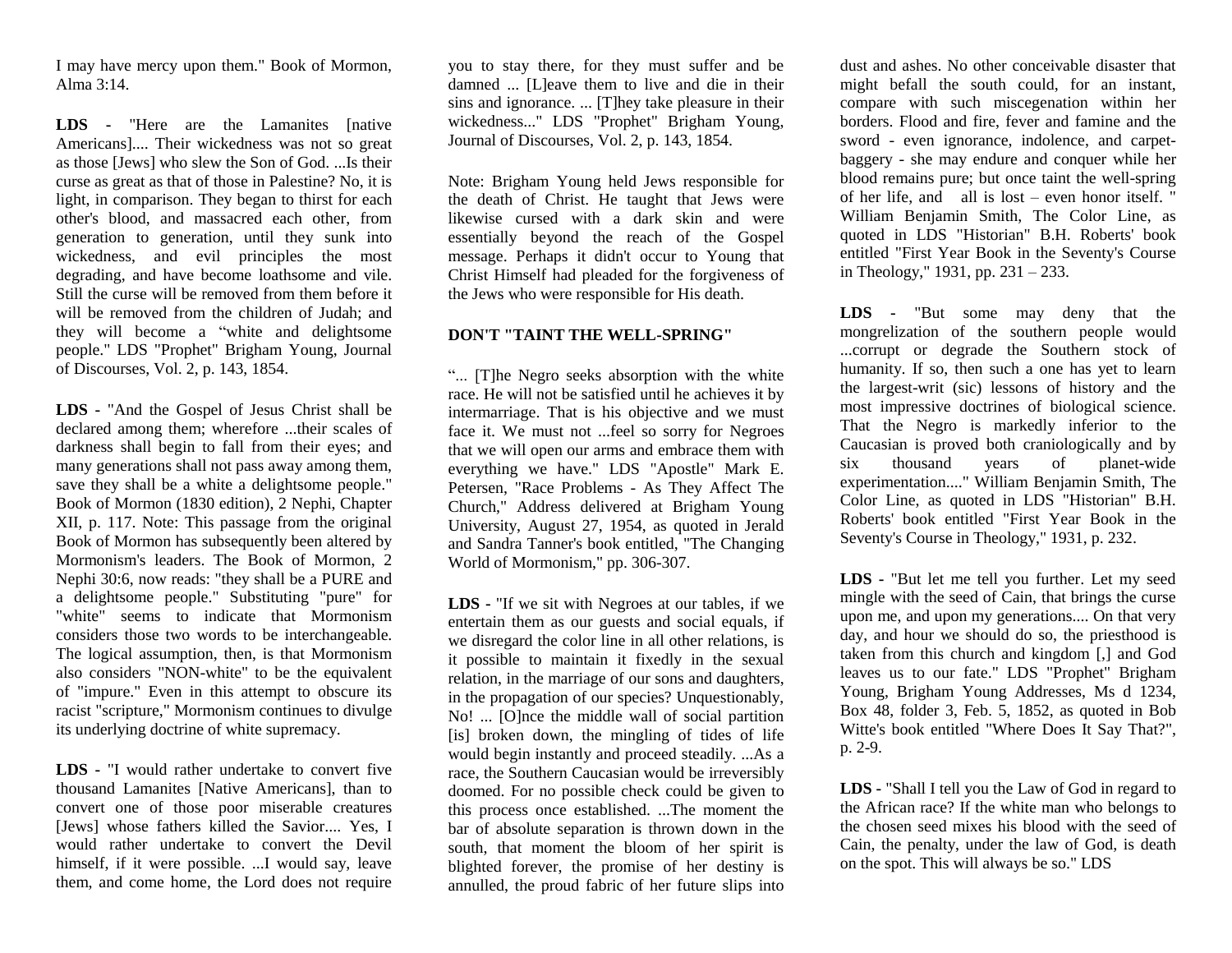I may have mercy upon them." Book of Mormon, Alma 3:14.

**LDS** - "Here are the Lamanites [native Americans].... Their wickedness was not so great as those [Jews] who slew the Son of God. ...Is their curse as great as that of those in Palestine? No, it is light, in comparison. They began to thirst for each other's blood, and massacred each other, from generation to generation, until they sunk into wickedness, and evil principles the most degrading, and have become loathsome and vile. Still the curse will be removed from them before it will be removed from the children of Judah; and they will become a "white and delightsome people." LDS "Prophet" Brigham Young, Journal of Discourses, Vol. 2, p. 143, 1854.

**LDS** - "And the Gospel of Jesus Christ shall be declared among them; wherefore ...their scales of darkness shall begin to fall from their eyes; and many generations shall not pass away among them, save they shall be a white a delightsome people." Book of Mormon (1830 edition), 2 Nephi, Chapter XII, p. 117. Note: This passage from the original Book of Mormon has subsequently been altered by Mormonism's leaders. The Book of Mormon, 2 Nephi 30:6, now reads: "they shall be a PURE and a delightsome people." Substituting "pure" for "white" seems to indicate that Mormonism considers those two words to be interchangeable. The logical assumption, then, is that Mormonism also considers "NON-white" to be the equivalent of "impure." Even in this attempt to obscure its racist "scripture," Mormonism continues to divulge its underlying doctrine of white supremacy.

**LDS** - "I would rather undertake to convert five thousand Lamanites [Native Americans], than to convert one of those poor miserable creatures [Jews] whose fathers killed the Savior.... Yes, I would rather undertake to convert the Devil himself, if it were possible. ...I would say, leave them, and come home, the Lord does not require you to stay there, for they must suffer and be damned ... [L]eave them to live and die in their sins and ignorance. ... [T]hey take pleasure in their wickedness..." LDS "Prophet" Brigham Young, Journal of Discourses, Vol. 2, p. 143, 1854.

Note: Brigham Young held Jews responsible for the death of Christ. He taught that Jews were likewise cursed with a dark skin and were essentially beyond the reach of the Gospel message. Perhaps it didn't occur to Young that Christ Himself had pleaded for the forgiveness of the Jews who were responsible for His death.

**DON'T "TAINT THE WELL-SPRING"**

"... [T]he Negro seeks absorption with the white race. He will not be satisfied until he achieves it by intermarriage. That is his objective and we must face it. We must not ...feel so sorry for Negroes that we will open our arms and embrace them with everything we have." LDS "Apostle" Mark E. Petersen, "Race Problems - As They Affect The Church," Address delivered at Brigham Young University, August 27, 1954, as quoted in Jerald and Sandra Tanner's book entitled, "The Changing World of Mormonism," pp. 306-307.

**LDS** - "If we sit with Negroes at our tables, if we entertain them as our guests and social equals, if we disregard the color line in all other relations, is it possible to maintain it fixedly in the sexual relation, in the marriage of our sons and daughters, in the propagation of our species? Unquestionably, No! ... [O]nce the middle wall of social partition [is] broken down, the mingling of tides of life would begin instantly and proceed steadily. ...As a race, the Southern Caucasian would be irreversibly doomed. For no possible check could be given to this process once established. ...The moment the bar of absolute separation is thrown down in the south, that moment the bloom of her spirit is blighted forever, the promise of her destiny is annulled, the proud fabric of her future slips into dust and ashes. No other conceivable disaster that might befall the south could, for an instant, compare with such miscegenation within her borders. Flood and fire, fever and famine and the sword - even ignorance, indolence, and carpet-baggery - she may endure and conquer while her blood remains pure; but once taint the well-spring of her life, and all is lost – even honor itself. " William Benjamin Smith, The Color Line, as quoted in LDS "Historian" B.H. Roberts' book entitled "First Year Book in the Seventy's Course in Theology," 1931, pp. 231 – 233.

**LDS** - "But some may deny that the mongrelization of the southern people would ...corrupt or degrade the Southern stock of humanity. If so, then such a one has yet to learn the largest-writ (sic) lessons of history and the most impressive doctrines of biological science. That the Negro is markedly inferior to the Caucasian is proved both craniologically and by six thousand years of planet-wide experimentation...." William Benjamin Smith, The Color Line, as quoted in LDS "Historian" B.H. Roberts' book entitled "First Year Book in the Seventy's Course in Theology," 1931, p. 232.

**LDS** - "But let me tell you further. Let my seed mingle with the seed of Cain, that brings the curse upon me, and upon my generations.... On that very day, and hour we should do so, the priesthood is taken from this church and kingdom [,] and God leaves us to our fate." LDS "Prophet" Brigham Young, Brigham Young Addresses, Ms d 1234, Box 48, folder 3, Feb. 5, 1852, as quoted in Bob Witte's book entitled "Where Does It Say That?", p. 2-9.

**LDS** - "Shall I tell you the Law of God in regard to the African race? If the white man who belongs to the chosen seed mixes his blood with the seed of Cain, the penalty, under the law of God, is death on the spot. This will always be so." LDS